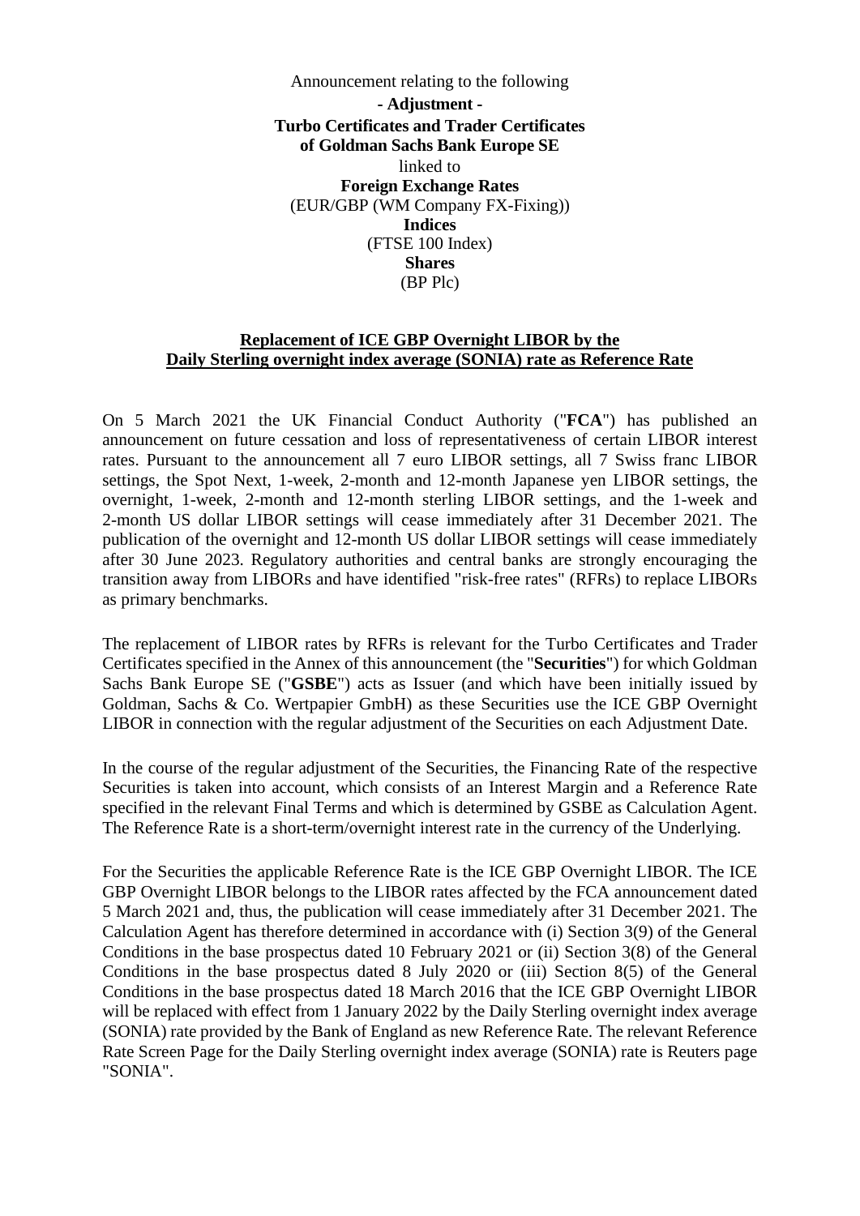Announcement relating to the following

**- Adjustment -**

**Turbo Certificates and Trader Certificates**
**of Goldman Sachs Bank Europe SE**

linked to

**Foreign Exchange Rates**

(EUR/GBP (WM Company FX-Fixing))

**Indices**

(FTSE 100 Index)

**Shares**

(BP Plc)

**Replacement of ICE GBP Overnight LIBOR by the Daily Sterling overnight index average (SONIA) rate as Reference Rate**

On 5 March 2021 the UK Financial Conduct Authority ("**FCA**") has published an announcement on future cessation and loss of representativeness of certain LIBOR interest rates. Pursuant to the announcement all 7 euro LIBOR settings, all 7 Swiss franc LIBOR settings, the Spot Next, 1-week, 2-month and 12-month Japanese yen LIBOR settings, the overnight, 1-week, 2-month and 12-month sterling LIBOR settings, and the 1-week and 2-month US dollar LIBOR settings will cease immediately after 31 December 2021. The publication of the overnight and 12-month US dollar LIBOR settings will cease immediately after 30 June 2023. Regulatory authorities and central banks are strongly encouraging the transition away from LIBORs and have identified "risk-free rates" (RFRs) to replace LIBORs as primary benchmarks.

The replacement of LIBOR rates by RFRs is relevant for the Turbo Certificates and Trader Certificates specified in the Annex of this announcement (the "**Securities**") for which Goldman Sachs Bank Europe SE ("**GSBE**") acts as Issuer (and which have been initially issued by Goldman, Sachs & Co. Wertpapier GmbH) as these Securities use the ICE GBP Overnight LIBOR in connection with the regular adjustment of the Securities on each Adjustment Date.

In the course of the regular adjustment of the Securities, the Financing Rate of the respective Securities is taken into account, which consists of an Interest Margin and a Reference Rate specified in the relevant Final Terms and which is determined by GSBE as Calculation Agent. The Reference Rate is a short-term/overnight interest rate in the currency of the Underlying.

For the Securities the applicable Reference Rate is the ICE GBP Overnight LIBOR. The ICE GBP Overnight LIBOR belongs to the LIBOR rates affected by the FCA announcement dated 5 March 2021 and, thus, the publication will cease immediately after 31 December 2021. The Calculation Agent has therefore determined in accordance with (i) Section 3(9) of the General Conditions in the base prospectus dated 10 February 2021 or (ii) Section 3(8) of the General Conditions in the base prospectus dated 8 July 2020 or (iii) Section 8(5) of the General Conditions in the base prospectus dated 18 March 2016 that the ICE GBP Overnight LIBOR will be replaced with effect from 1 January 2022 by the Daily Sterling overnight index average (SONIA) rate provided by the Bank of England as new Reference Rate. The relevant Reference Rate Screen Page for the Daily Sterling overnight index average (SONIA) rate is Reuters page "SONIA".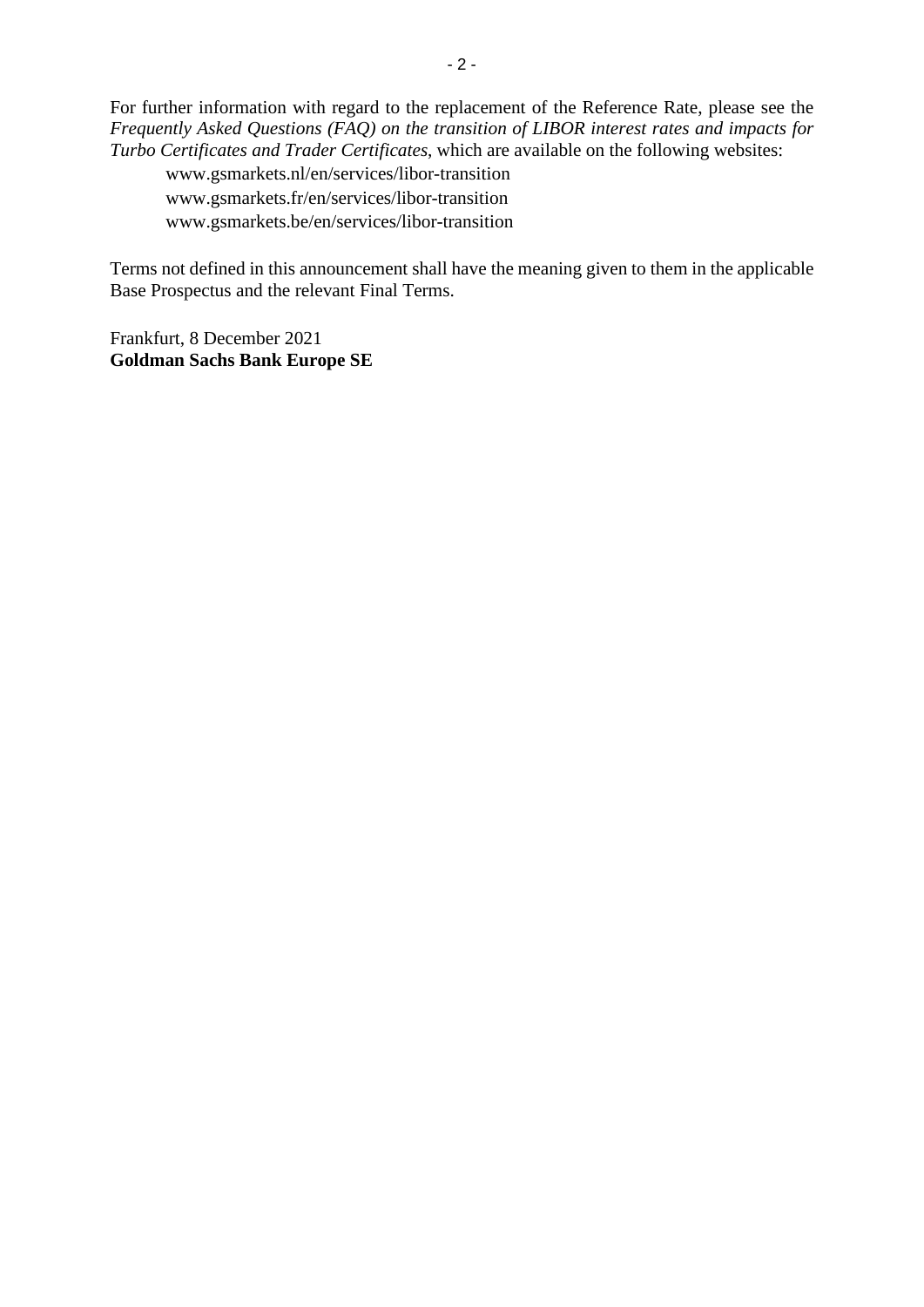For further information with regard to the replacement of the Reference Rate, please see the *Frequently Asked Questions (FAQ) on the transition of LIBOR interest rates and impacts for Turbo Certificates and Trader Certificates*, which are available on the following websites:

www.gsmarkets.nl/en/services/libor-transition
www.gsmarkets.fr/en/services/libor-transition
www.gsmarkets.be/en/services/libor-transition

Terms not defined in this announcement shall have the meaning given to them in the applicable Base Prospectus and the relevant Final Terms.

Frankfurt, 8 December 2021
**Goldman Sachs Bank Europe SE**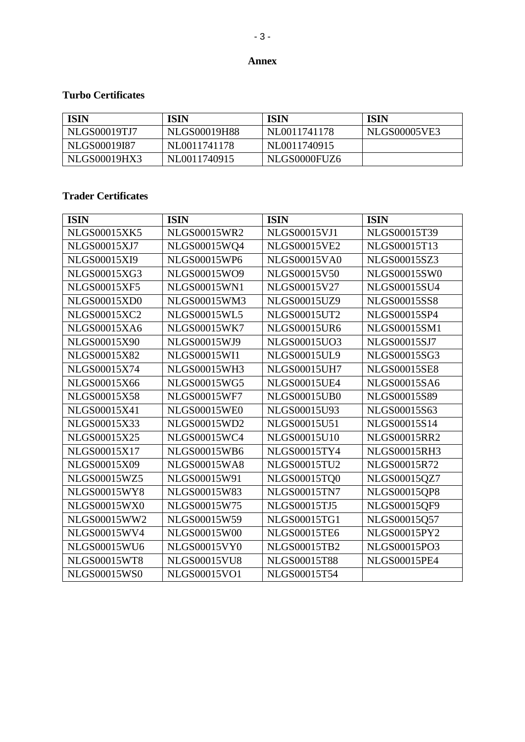## Annex

### Turbo Certificates

| ISIN | ISIN | ISIN | ISIN |
|---|---|---|---|
| NLGS00019TJ7 | NLGS00019H88 | NL0011741178 | NLGS00005VE3 |
| NLGS00019I87 | NL0011741178 | NL0011740915 | |
| NLGS00019HX3 | NL0011740915 | NLGS0000FUZ6 | |

### Trader Certificates

| ISIN | ISIN | ISIN | ISIN |
|---|---|---|---|
| NLGS00015XK5 | NLGS00015WR2 | NLGS00015VJ1 | NLGS00015T39 |
| NLGS00015XJ7 | NLGS00015WQ4 | NLGS00015VE2 | NLGS00015T13 |
| NLGS00015XI9 | NLGS00015WP6 | NLGS00015VA0 | NLGS00015SZ3 |
| NLGS00015XG3 | NLGS00015WO9 | NLGS00015V50 | NLGS00015SW0 |
| NLGS00015XF5 | NLGS00015WN1 | NLGS00015V27 | NLGS00015SU4 |
| NLGS00015XD0 | NLGS00015WM3 | NLGS00015UZ9 | NLGS00015SS8 |
| NLGS00015XC2 | NLGS00015WL5 | NLGS00015UT2 | NLGS00015SP4 |
| NLGS00015XA6 | NLGS00015WK7 | NLGS00015UR6 | NLGS00015SM1 |
| NLGS00015X90 | NLGS00015WJ9 | NLGS00015UO3 | NLGS00015SJ7 |
| NLGS00015X82 | NLGS00015WI1 | NLGS00015UL9 | NLGS00015SG3 |
| NLGS00015X74 | NLGS00015WH3 | NLGS00015UH7 | NLGS00015SE8 |
| NLGS00015X66 | NLGS00015WG5 | NLGS00015UE4 | NLGS00015SA6 |
| NLGS00015X58 | NLGS00015WF7 | NLGS00015UB0 | NLGS00015S89 |
| NLGS00015X41 | NLGS00015WE0 | NLGS00015U93 | NLGS00015S63 |
| NLGS00015X33 | NLGS00015WD2 | NLGS00015U51 | NLGS00015S14 |
| NLGS00015X25 | NLGS00015WC4 | NLGS00015U10 | NLGS00015RR2 |
| NLGS00015X17 | NLGS00015WB6 | NLGS00015TY4 | NLGS00015RH3 |
| NLGS00015X09 | NLGS00015WA8 | NLGS00015TU2 | NLGS00015R72 |
| NLGS00015WZ5 | NLGS00015W91 | NLGS00015TQ0 | NLGS00015QZ7 |
| NLGS00015WY8 | NLGS00015W83 | NLGS00015TN7 | NLGS00015QP8 |
| NLGS00015WX0 | NLGS00015W75 | NLGS00015TJ5 | NLGS00015QF9 |
| NLGS00015WW2 | NLGS00015W59 | NLGS00015TG1 | NLGS00015Q57 |
| NLGS00015WV4 | NLGS00015W00 | NLGS00015TE6 | NLGS00015PY2 |
| NLGS00015WU6 | NLGS00015VY0 | NLGS00015TB2 | NLGS00015PO3 |
| NLGS00015WT8 | NLGS00015VU8 | NLGS00015T88 | NLGS00015PE4 |
| NLGS00015WS0 | NLGS00015VO1 | NLGS00015T54 | |